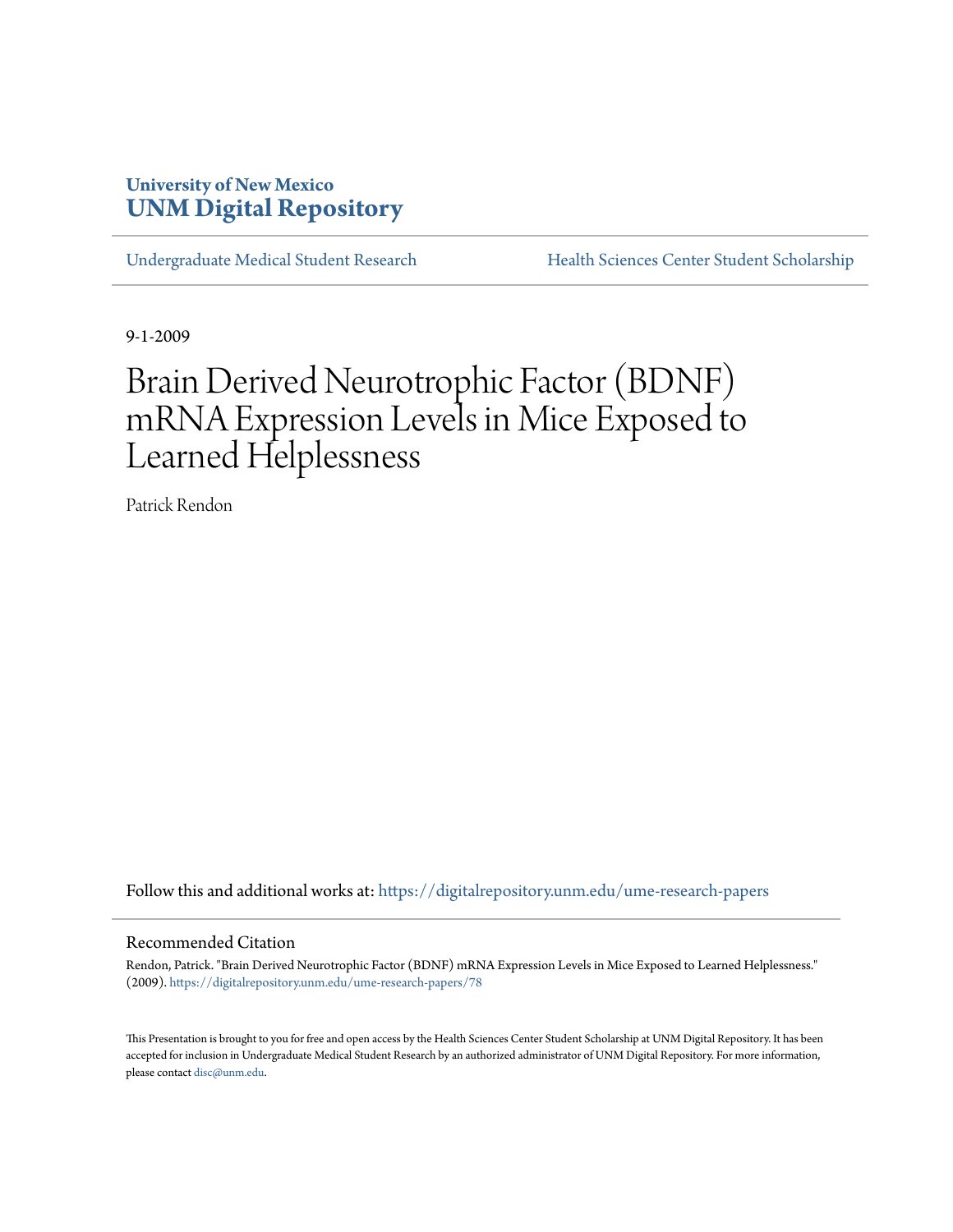**University of New Mexico**
**UNM Digital Repository**

Undergraduate Medical Student Research | Health Sciences Center Student Scholarship

9-1-2009

# Brain Derived Neurotrophic Factor (BDNF) mRNA Expression Levels in Mice Exposed to Learned Helplessness

Patrick Rendon

Follow this and additional works at: https://digitalrepository.unm.edu/ume-research-papers

## Recommended Citation

Rendon, Patrick. "Brain Derived Neurotrophic Factor (BDNF) mRNA Expression Levels in Mice Exposed to Learned Helplessness." (2009). https://digitalrepository.unm.edu/ume-research-papers/78

This Presentation is brought to you for free and open access by the Health Sciences Center Student Scholarship at UNM Digital Repository. It has been accepted for inclusion in Undergraduate Medical Student Research by an authorized administrator of UNM Digital Repository. For more information, please contact disc@unm.edu.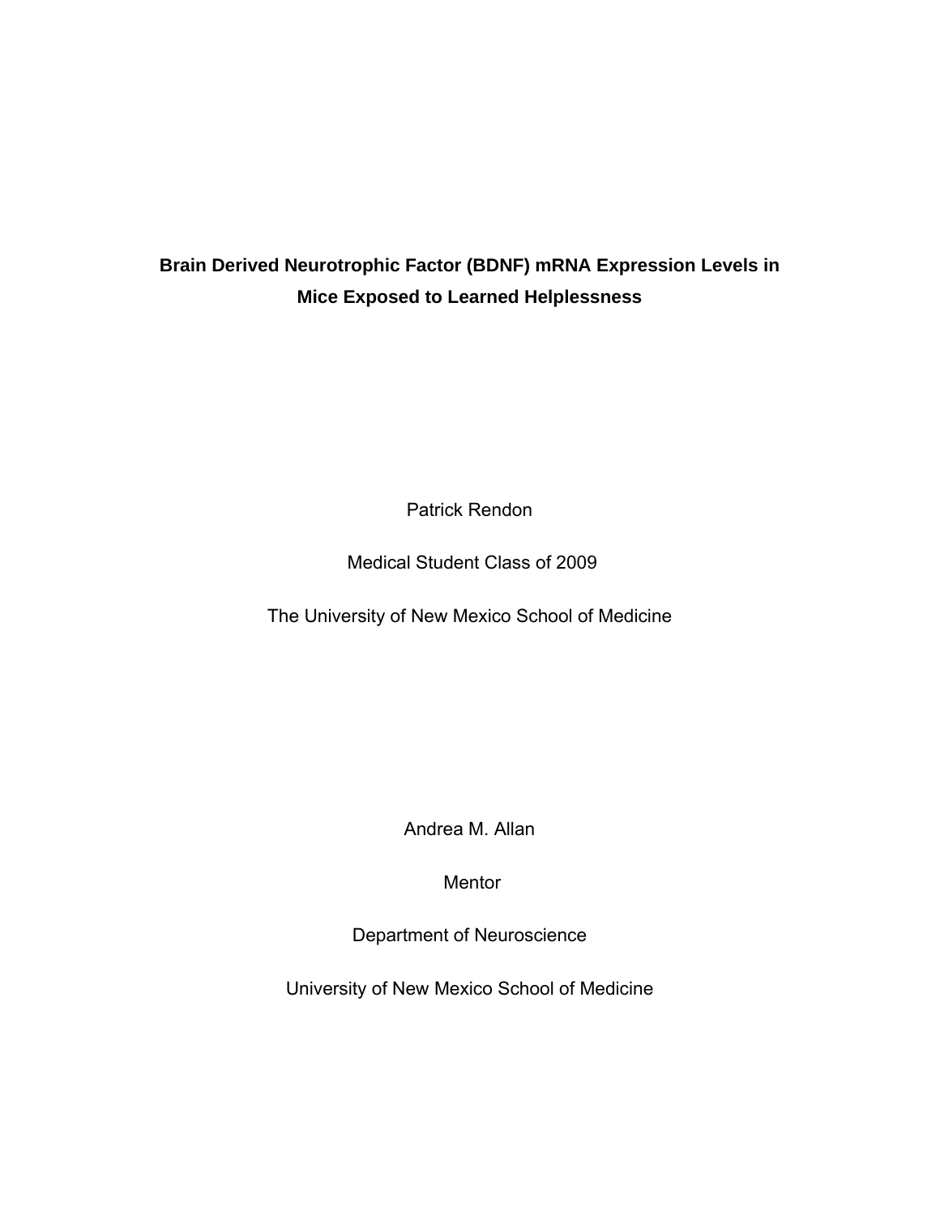# Brain Derived Neurotrophic Factor (BDNF) mRNA Expression Levels in Mice Exposed to Learned Helplessness

Patrick Rendon

Medical Student Class of 2009

The University of New Mexico School of Medicine

Andrea M. Allan

Mentor

Department of Neuroscience

University of New Mexico School of Medicine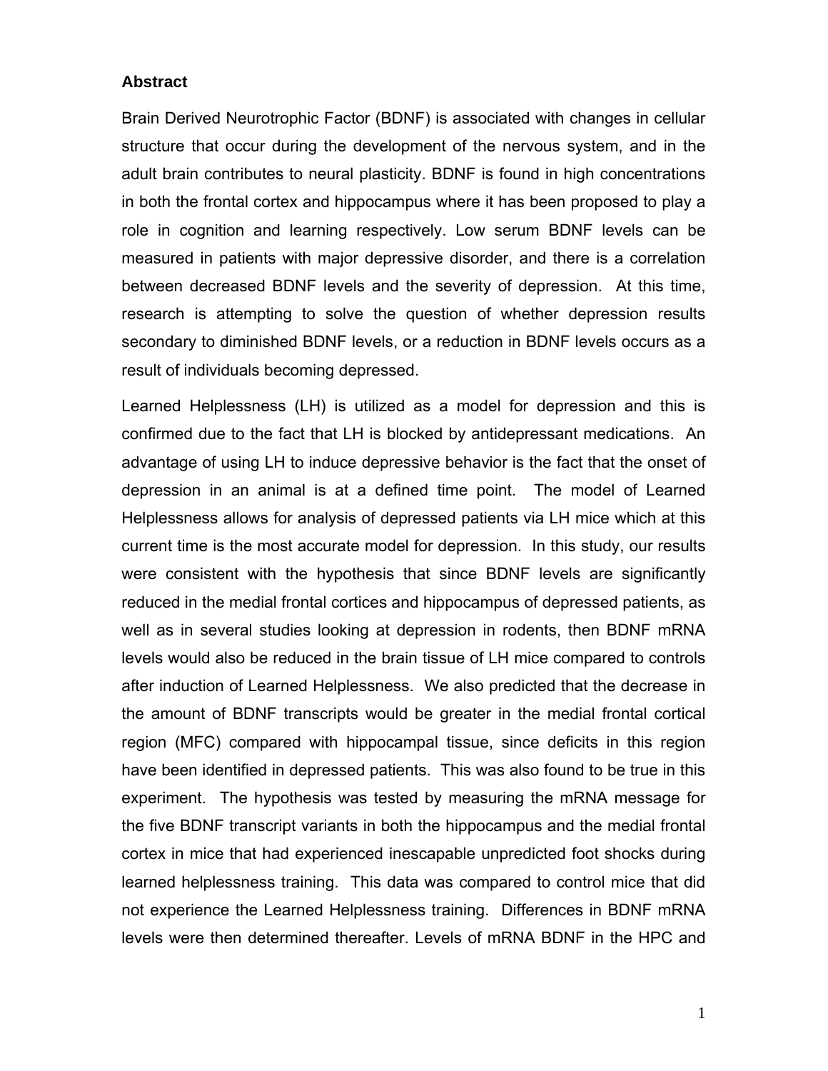## Abstract

Brain Derived Neurotrophic Factor (BDNF) is associated with changes in cellular structure that occur during the development of the nervous system, and in the adult brain contributes to neural plasticity. BDNF is found in high concentrations in both the frontal cortex and hippocampus where it has been proposed to play a role in cognition and learning respectively. Low serum BDNF levels can be measured in patients with major depressive disorder, and there is a correlation between decreased BDNF levels and the severity of depression. At this time, research is attempting to solve the question of whether depression results secondary to diminished BDNF levels, or a reduction in BDNF levels occurs as a result of individuals becoming depressed.

Learned Helplessness (LH) is utilized as a model for depression and this is confirmed due to the fact that LH is blocked by antidepressant medications. An advantage of using LH to induce depressive behavior is the fact that the onset of depression in an animal is at a defined time point. The model of Learned Helplessness allows for analysis of depressed patients via LH mice which at this current time is the most accurate model for depression. In this study, our results were consistent with the hypothesis that since BDNF levels are significantly reduced in the medial frontal cortices and hippocampus of depressed patients, as well as in several studies looking at depression in rodents, then BDNF mRNA levels would also be reduced in the brain tissue of LH mice compared to controls after induction of Learned Helplessness. We also predicted that the decrease in the amount of BDNF transcripts would be greater in the medial frontal cortical region (MFC) compared with hippocampal tissue, since deficits in this region have been identified in depressed patients. This was also found to be true in this experiment. The hypothesis was tested by measuring the mRNA message for the five BDNF transcript variants in both the hippocampus and the medial frontal cortex in mice that had experienced inescapable unpredicted foot shocks during learned helplessness training. This data was compared to control mice that did not experience the Learned Helplessness training. Differences in BDNF mRNA levels were then determined thereafter. Levels of mRNA BDNF in the HPC and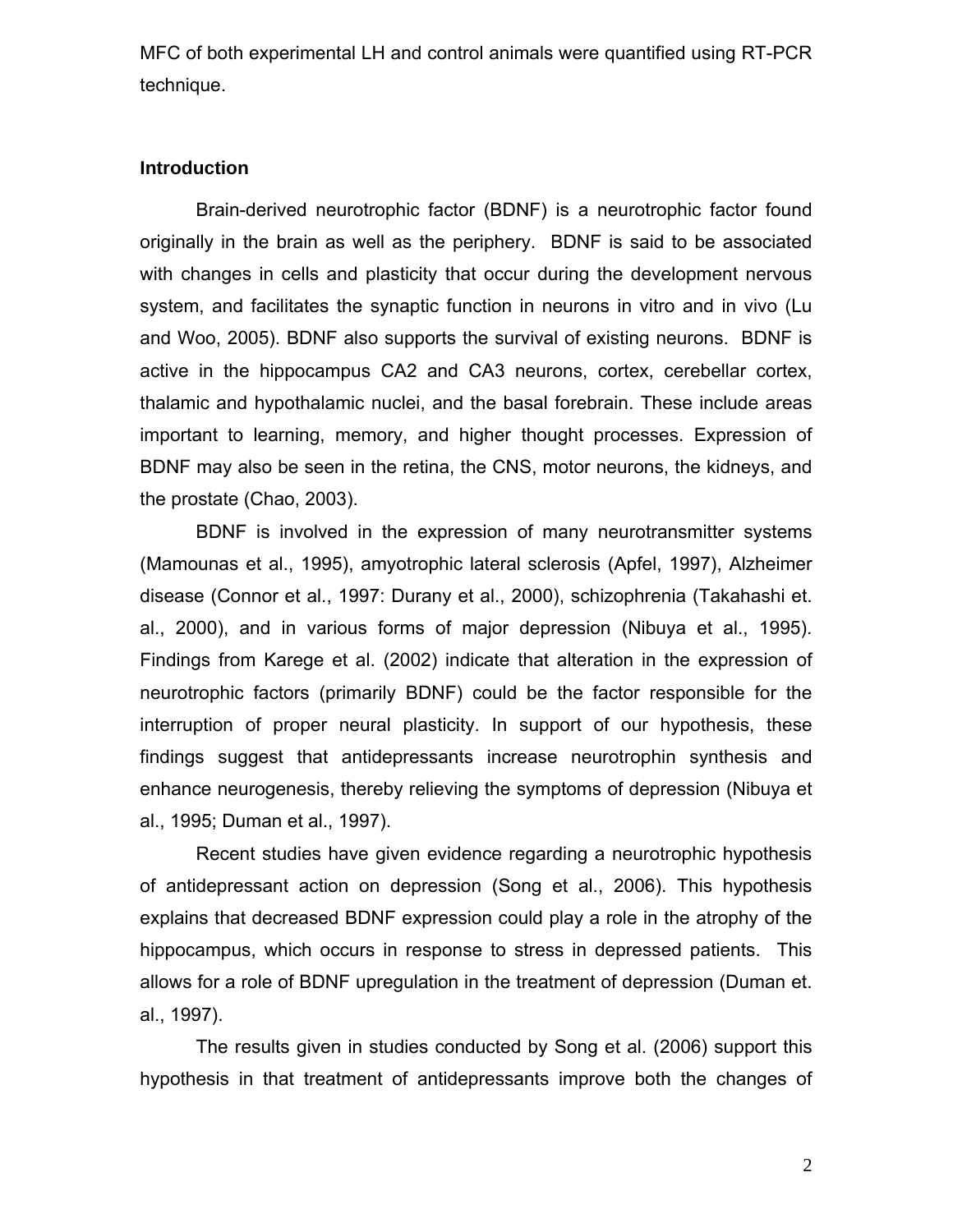MFC of both experimental LH and control animals were quantified using RT-PCR technique.

**Introduction**

Brain-derived neurotrophic factor (BDNF) is a neurotrophic factor found originally in the brain as well as the periphery. BDNF is said to be associated with changes in cells and plasticity that occur during the development nervous system, and facilitates the synaptic function in neurons in vitro and in vivo (Lu and Woo, 2005). BDNF also supports the survival of existing neurons. BDNF is active in the hippocampus CA2 and CA3 neurons, cortex, cerebellar cortex, thalamic and hypothalamic nuclei, and the basal forebrain. These include areas important to learning, memory, and higher thought processes. Expression of BDNF may also be seen in the retina, the CNS, motor neurons, the kidneys, and the prostate (Chao, 2003).

BDNF is involved in the expression of many neurotransmitter systems (Mamounas et al., 1995), amyotrophic lateral sclerosis (Apfel, 1997), Alzheimer disease (Connor et al., 1997: Durany et al., 2000), schizophrenia (Takahashi et. al., 2000), and in various forms of major depression (Nibuya et al., 1995). Findings from Karege et al. (2002) indicate that alteration in the expression of neurotrophic factors (primarily BDNF) could be the factor responsible for the interruption of proper neural plasticity. In support of our hypothesis, these findings suggest that antidepressants increase neurotrophin synthesis and enhance neurogenesis, thereby relieving the symptoms of depression (Nibuya et al., 1995; Duman et al., 1997).

Recent studies have given evidence regarding a neurotrophic hypothesis of antidepressant action on depression (Song et al., 2006). This hypothesis explains that decreased BDNF expression could play a role in the atrophy of the hippocampus, which occurs in response to stress in depressed patients. This allows for a role of BDNF upregulation in the treatment of depression (Duman et. al., 1997).

The results given in studies conducted by Song et al. (2006) support this hypothesis in that treatment of antidepressants improve both the changes of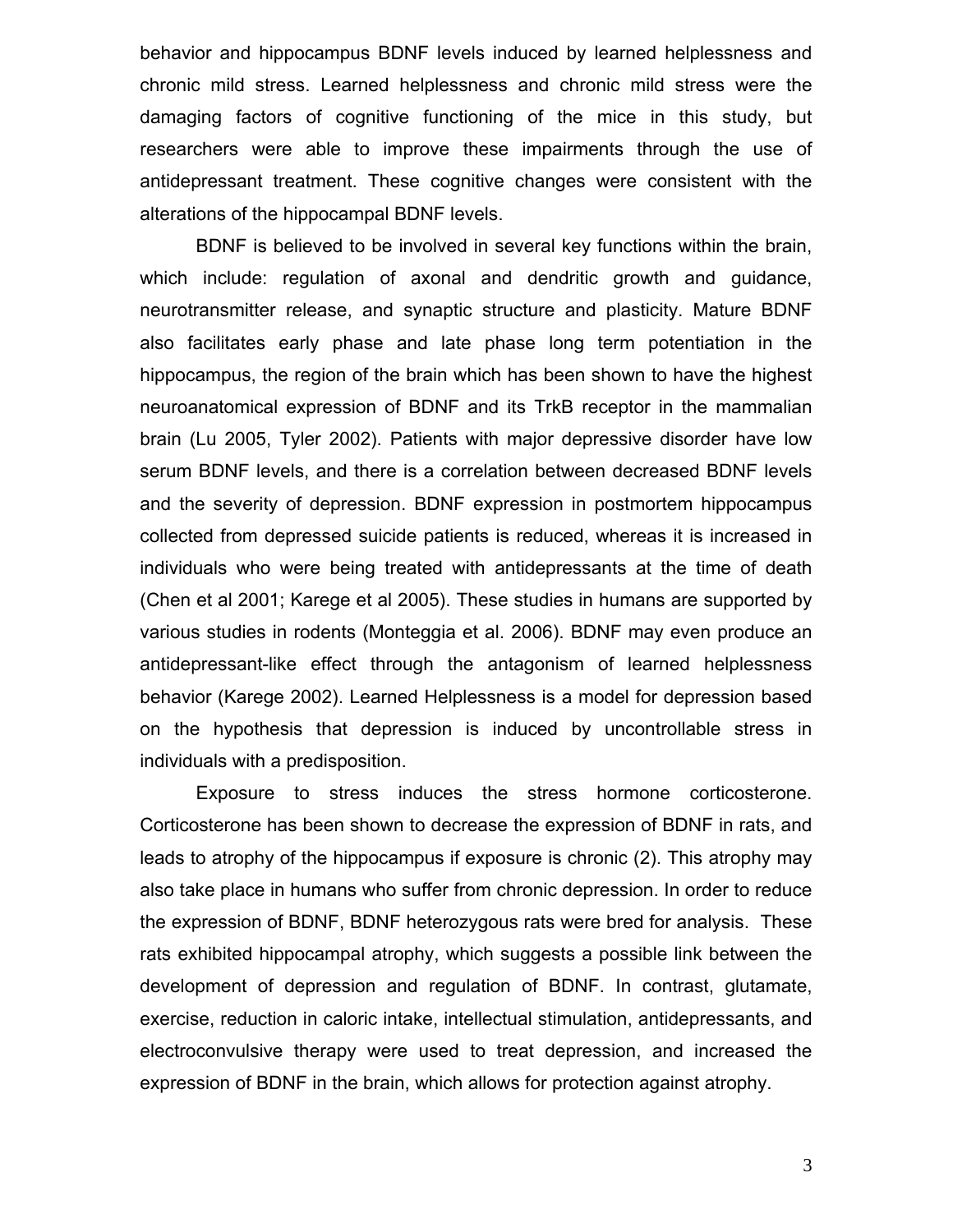behavior and hippocampus BDNF levels induced by learned helplessness and chronic mild stress. Learned helplessness and chronic mild stress were the damaging factors of cognitive functioning of the mice in this study, but researchers were able to improve these impairments through the use of antidepressant treatment. These cognitive changes were consistent with the alterations of the hippocampal BDNF levels.

BDNF is believed to be involved in several key functions within the brain, which include: regulation of axonal and dendritic growth and guidance, neurotransmitter release, and synaptic structure and plasticity. Mature BDNF also facilitates early phase and late phase long term potentiation in the hippocampus, the region of the brain which has been shown to have the highest neuroanatomical expression of BDNF and its TrkB receptor in the mammalian brain (Lu 2005, Tyler 2002). Patients with major depressive disorder have low serum BDNF levels, and there is a correlation between decreased BDNF levels and the severity of depression. BDNF expression in postmortem hippocampus collected from depressed suicide patients is reduced, whereas it is increased in individuals who were being treated with antidepressants at the time of death (Chen et al 2001; Karege et al 2005). These studies in humans are supported by various studies in rodents (Monteggia et al. 2006). BDNF may even produce an antidepressant-like effect through the antagonism of learned helplessness behavior (Karege 2002). Learned Helplessness is a model for depression based on the hypothesis that depression is induced by uncontrollable stress in individuals with a predisposition.

Exposure to stress induces the stress hormone corticosterone. Corticosterone has been shown to decrease the expression of BDNF in rats, and leads to atrophy of the hippocampus if exposure is chronic (2). This atrophy may also take place in humans who suffer from chronic depression. In order to reduce the expression of BDNF, BDNF heterozygous rats were bred for analysis. These rats exhibited hippocampal atrophy, which suggests a possible link between the development of depression and regulation of BDNF. In contrast, glutamate, exercise, reduction in caloric intake, intellectual stimulation, antidepressants, and electroconvulsive therapy were used to treat depression, and increased the expression of BDNF in the brain, which allows for protection against atrophy.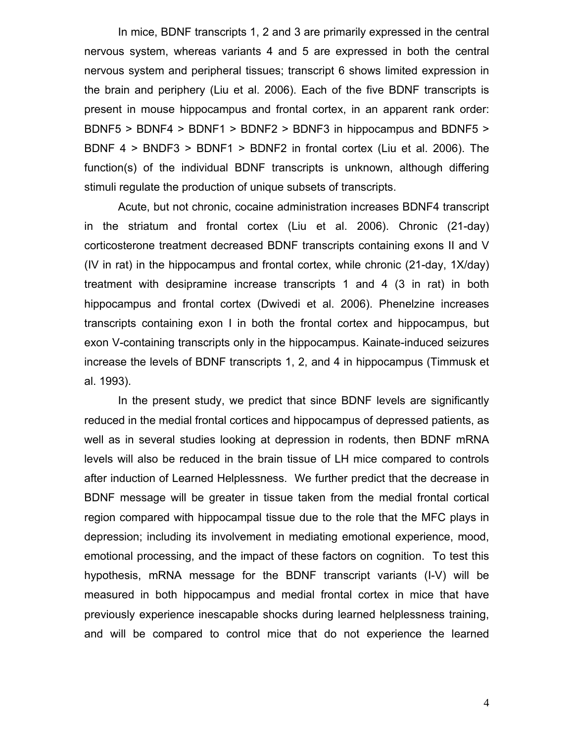In mice, BDNF transcripts 1, 2 and 3 are primarily expressed in the central nervous system, whereas variants 4 and 5 are expressed in both the central nervous system and peripheral tissues; transcript 6 shows limited expression in the brain and periphery (Liu et al. 2006). Each of the five BDNF transcripts is present in mouse hippocampus and frontal cortex, in an apparent rank order: BDNF5 > BDNF4 > BDNF1 > BDNF2 > BDNF3 in hippocampus and BDNF5 > BDNF 4 > BNDF3 > BDNF1 > BDNF2 in frontal cortex (Liu et al. 2006). The function(s) of the individual BDNF transcripts is unknown, although differing stimuli regulate the production of unique subsets of transcripts.

Acute, but not chronic, cocaine administration increases BDNF4 transcript in the striatum and frontal cortex (Liu et al. 2006). Chronic (21-day) corticosterone treatment decreased BDNF transcripts containing exons II and V (IV in rat) in the hippocampus and frontal cortex, while chronic (21-day, 1X/day) treatment with desipramine increase transcripts 1 and 4 (3 in rat) in both hippocampus and frontal cortex (Dwivedi et al. 2006). Phenelzine increases transcripts containing exon I in both the frontal cortex and hippocampus, but exon V-containing transcripts only in the hippocampus. Kainate-induced seizures increase the levels of BDNF transcripts 1, 2, and 4 in hippocampus (Timmusk et al. 1993).

In the present study, we predict that since BDNF levels are significantly reduced in the medial frontal cortices and hippocampus of depressed patients, as well as in several studies looking at depression in rodents, then BDNF mRNA levels will also be reduced in the brain tissue of LH mice compared to controls after induction of Learned Helplessness. We further predict that the decrease in BDNF message will be greater in tissue taken from the medial frontal cortical region compared with hippocampal tissue due to the role that the MFC plays in depression; including its involvement in mediating emotional experience, mood, emotional processing, and the impact of these factors on cognition. To test this hypothesis, mRNA message for the BDNF transcript variants (I-V) will be measured in both hippocampus and medial frontal cortex in mice that have previously experience inescapable shocks during learned helplessness training, and will be compared to control mice that do not experience the learned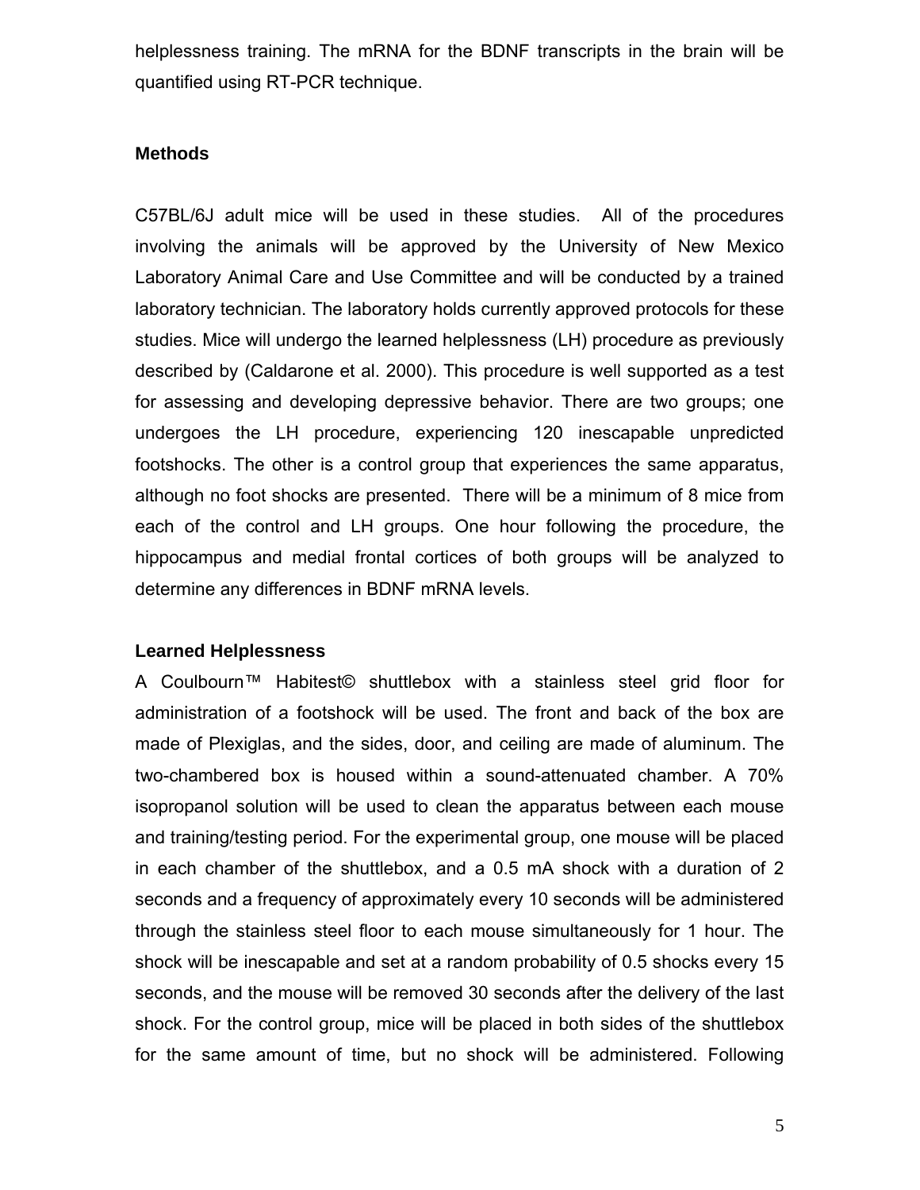helplessness training. The mRNA for the BDNF transcripts in the brain will be quantified using RT-PCR technique.

## Methods

C57BL/6J adult mice will be used in these studies. All of the procedures involving the animals will be approved by the University of New Mexico Laboratory Animal Care and Use Committee and will be conducted by a trained laboratory technician. The laboratory holds currently approved protocols for these studies. Mice will undergo the learned helplessness (LH) procedure as previously described by (Caldarone et al. 2000). This procedure is well supported as a test for assessing and developing depressive behavior. There are two groups; one undergoes the LH procedure, experiencing 120 inescapable unpredicted footshocks. The other is a control group that experiences the same apparatus, although no foot shocks are presented. There will be a minimum of 8 mice from each of the control and LH groups. One hour following the procedure, the hippocampus and medial frontal cortices of both groups will be analyzed to determine any differences in BDNF mRNA levels.

### Learned Helplessness

A Coulbourn™ Habitest© shuttlebox with a stainless steel grid floor for administration of a footshock will be used. The front and back of the box are made of Plexiglas, and the sides, door, and ceiling are made of aluminum. The two-chambered box is housed within a sound-attenuated chamber. A 70% isopropanol solution will be used to clean the apparatus between each mouse and training/testing period. For the experimental group, one mouse will be placed in each chamber of the shuttlebox, and a 0.5 mA shock with a duration of 2 seconds and a frequency of approximately every 10 seconds will be administered through the stainless steel floor to each mouse simultaneously for 1 hour. The shock will be inescapable and set at a random probability of 0.5 shocks every 15 seconds, and the mouse will be removed 30 seconds after the delivery of the last shock. For the control group, mice will be placed in both sides of the shuttlebox for the same amount of time, but no shock will be administered. Following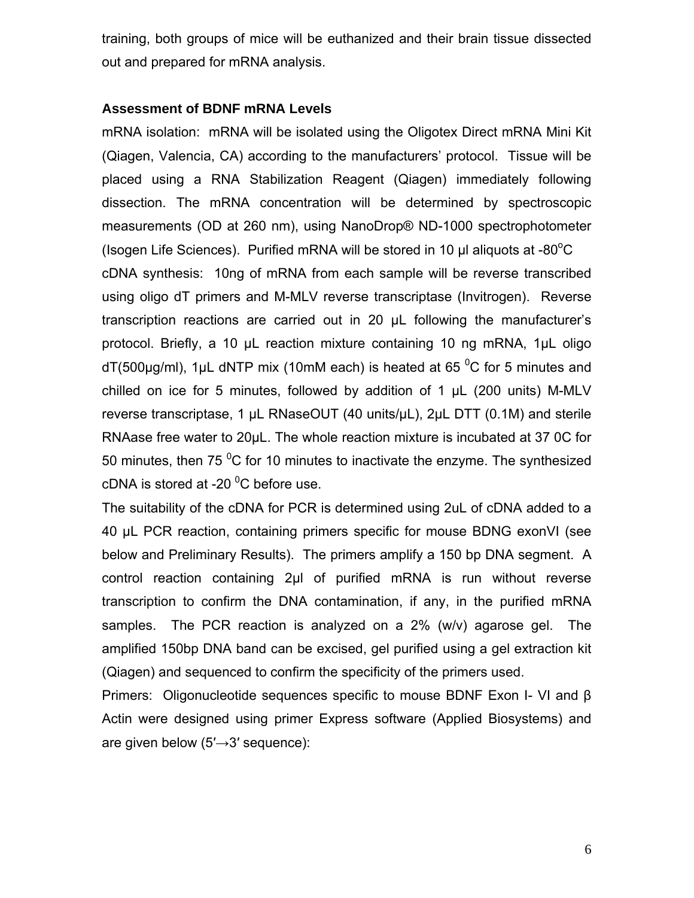training, both groups of mice will be euthanized and their brain tissue dissected out and prepared for mRNA analysis.

**Assessment of BDNF mRNA Levels**

mRNA isolation: mRNA will be isolated using the Oligotex Direct mRNA Mini Kit (Qiagen, Valencia, CA) according to the manufacturers' protocol. Tissue will be placed using a RNA Stabilization Reagent (Qiagen) immediately following dissection. The mRNA concentration will be determined by spectroscopic measurements (OD at 260 nm), using NanoDrop® ND-1000 spectrophotometer (Isogen Life Sciences). Purified mRNA will be stored in 10 µl aliquots at -80$^{o}$C

cDNA synthesis: 10ng of mRNA from each sample will be reverse transcribed using oligo dT primers and M-MLV reverse transcriptase (Invitrogen). Reverse transcription reactions are carried out in 20 µL following the manufacturer's protocol. Briefly, a 10 µL reaction mixture containing 10 ng mRNA, 1µL oligo dT(500µg/ml), 1µL dNTP mix (10mM each) is heated at 65 $^{0}$C for 5 minutes and chilled on ice for 5 minutes, followed by addition of 1 µL (200 units) M-MLV reverse transcriptase, 1 µL RNaseOUT (40 units/µL), 2µL DTT (0.1M) and sterile RNAase free water to 20µL. The whole reaction mixture is incubated at 37 0C for 50 minutes, then 75 $^{0}$C for 10 minutes to inactivate the enzyme. The synthesized cDNA is stored at -20 $^{0}$C before use.

The suitability of the cDNA for PCR is determined using 2uL of cDNA added to a 40 µL PCR reaction, containing primers specific for mouse BDNG exonVI (see below and Preliminary Results). The primers amplify a 150 bp DNA segment. A control reaction containing 2µl of purified mRNA is run without reverse transcription to confirm the DNA contamination, if any, in the purified mRNA samples. The PCR reaction is analyzed on a 2% (w/v) agarose gel. The amplified 150bp DNA band can be excised, gel purified using a gel extraction kit (Qiagen) and sequenced to confirm the specificity of the primers used.

Primers: Oligonucleotide sequences specific to mouse BDNF Exon I- VI and β Actin were designed using primer Express software (Applied Biosystems) and are given below (5′→3′ sequence):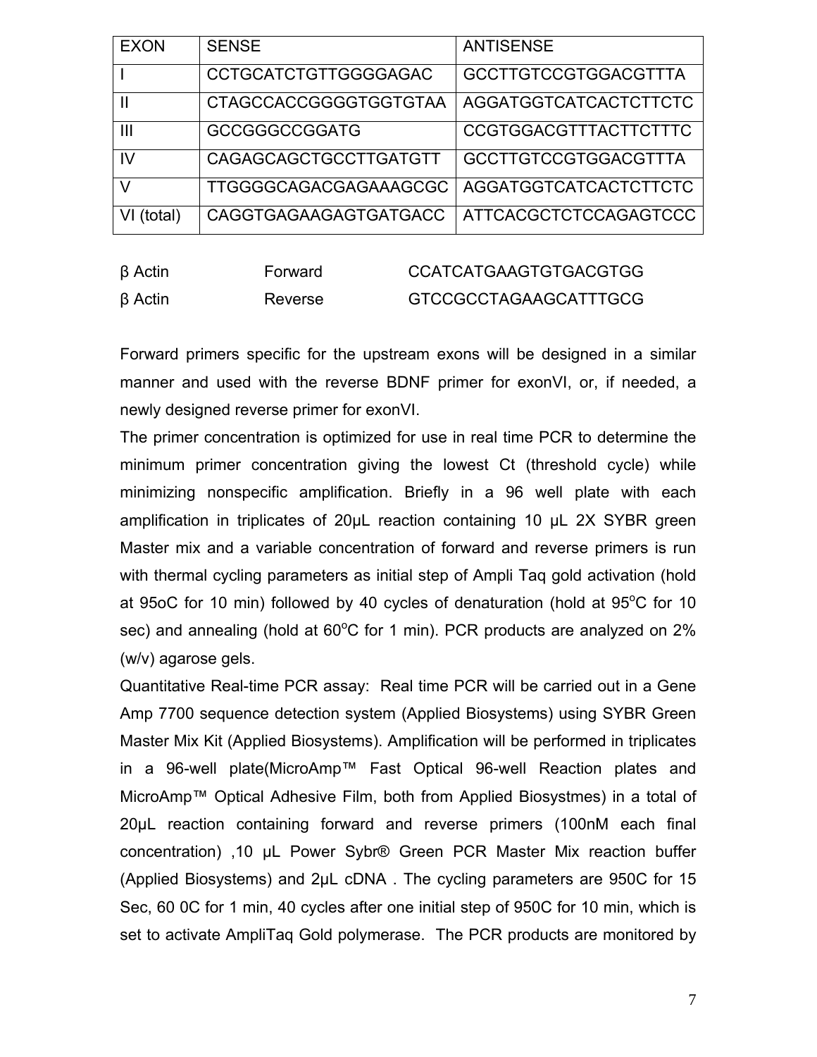| EXON | SENSE | ANTISENSE |
| --- | --- | --- |
| I | CCTGCATCTGTTGGGGAGAC | GCCTTGTCCGTGGACGTTTA |
| II | CTAGCCACCGGGGTGGTGTAA | AGGATGGTCATCACTCTTCTC |
| III | GCCGGGCCGGATG | CCGTGGACGTTTACTTCTTTC |
| IV | CAGAGCAGCTGCCTTGATGTT | GCCTTGTCCGTGGACGTTTA |
| V | TTGGGGCAGACGAGAAAGCGC | AGGATGGTCATCACTCTTCTC |
| VI (total) | CAGGTGAGAAGAGTGATGACC | ATTCACGCTCTCCAGAGTCCC |

| | | |
| --- | --- | --- |
| β Actin | Forward | CCATCATGAAGTGTGACGTGG |
| β Actin | Reverse | GTCCGCCTAGAAGCATTTGCG |

Forward primers specific for the upstream exons will be designed in a similar manner and used with the reverse BDNF primer for exonVI, or, if needed, a newly designed reverse primer for exonVI.

The primer concentration is optimized for use in real time PCR to determine the minimum primer concentration giving the lowest Ct (threshold cycle) while minimizing nonspecific amplification. Briefly in a 96 well plate with each amplification in triplicates of 20μL reaction containing 10 μL 2X SYBR green Master mix and a variable concentration of forward and reverse primers is run with thermal cycling parameters as initial step of Ampli Taq gold activation (hold at 95oC for 10 min) followed by 40 cycles of denaturation (hold at 95$^{o}$C for 10 sec) and annealing (hold at 60$^{o}$C for 1 min). PCR products are analyzed on 2% (w/v) agarose gels.

Quantitative Real-time PCR assay: Real time PCR will be carried out in a Gene Amp 7700 sequence detection system (Applied Biosystems) using SYBR Green Master Mix Kit (Applied Biosystems). Amplification will be performed in triplicates in a 96-well plate(MicroAmp™ Fast Optical 96-well Reaction plates and MicroAmp™ Optical Adhesive Film, both from Applied Biosystmes) in a total of 20μL reaction containing forward and reverse primers (100nM each final concentration) ,10 μL Power Sybr® Green PCR Master Mix reaction buffer (Applied Biosystems) and 2μL cDNA . The cycling parameters are 950C for 15 Sec, 60 0C for 1 min, 40 cycles after one initial step of 950C for 10 min, which is set to activate AmpliTaq Gold polymerase. The PCR products are monitored by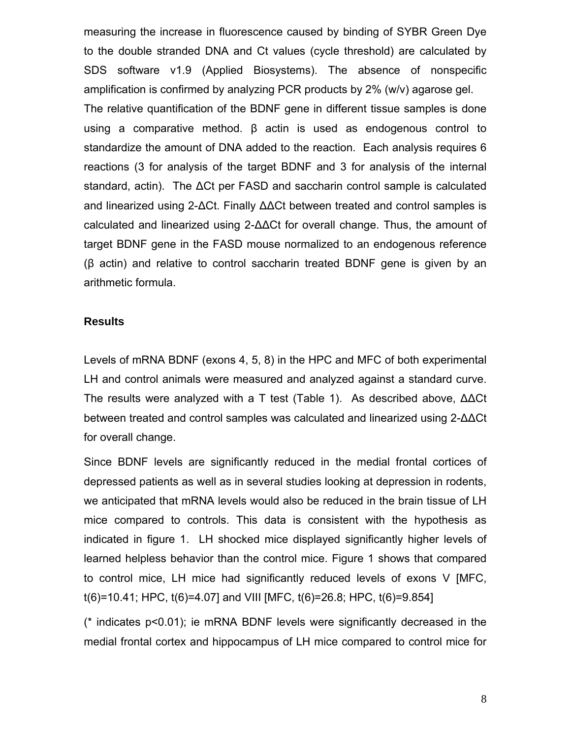measuring the increase in fluorescence caused by binding of SYBR Green Dye to the double stranded DNA and Ct values (cycle threshold) are calculated by SDS software v1.9 (Applied Biosystems). The absence of nonspecific amplification is confirmed by analyzing PCR products by 2% (w/v) agarose gel.

The relative quantification of the BDNF gene in different tissue samples is done using a comparative method. β actin is used as endogenous control to standardize the amount of DNA added to the reaction. Each analysis requires 6 reactions (3 for analysis of the target BDNF and 3 for analysis of the internal standard, actin). The ΔCt per FASD and saccharin control sample is calculated and linearized using 2-ΔCt. Finally ΔΔCt between treated and control samples is calculated and linearized using 2-ΔΔCt for overall change. Thus, the amount of target BDNF gene in the FASD mouse normalized to an endogenous reference (β actin) and relative to control saccharin treated BDNF gene is given by an arithmetic formula.

## Results

Levels of mRNA BDNF (exons 4, 5, 8) in the HPC and MFC of both experimental LH and control animals were measured and analyzed against a standard curve. The results were analyzed with a T test (Table 1). As described above, ΔΔCt between treated and control samples was calculated and linearized using 2-ΔΔCt for overall change.

Since BDNF levels are significantly reduced in the medial frontal cortices of depressed patients as well as in several studies looking at depression in rodents, we anticipated that mRNA levels would also be reduced in the brain tissue of LH mice compared to controls. This data is consistent with the hypothesis as indicated in figure 1. LH shocked mice displayed significantly higher levels of learned helpless behavior than the control mice. Figure 1 shows that compared to control mice, LH mice had significantly reduced levels of exons V [MFC, $t(6)=10.41$; HPC, $t(6)=4.07$] and VIII [MFC, $t(6)=26.8$; HPC, $t(6)=9.854$]

(* indicates $p<0.01$); ie mRNA BDNF levels were significantly decreased in the medial frontal cortex and hippocampus of LH mice compared to control mice for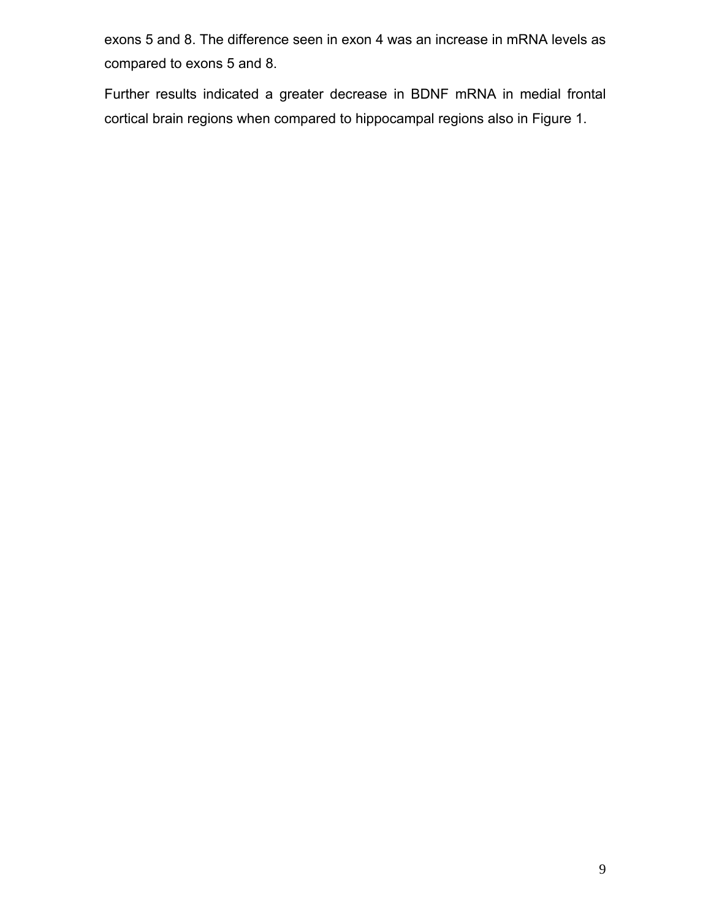exons 5 and 8. The difference seen in exon 4 was an increase in mRNA levels as compared to exons 5 and 8.

Further results indicated a greater decrease in BDNF mRNA in medial frontal cortical brain regions when compared to hippocampal regions also in Figure 1.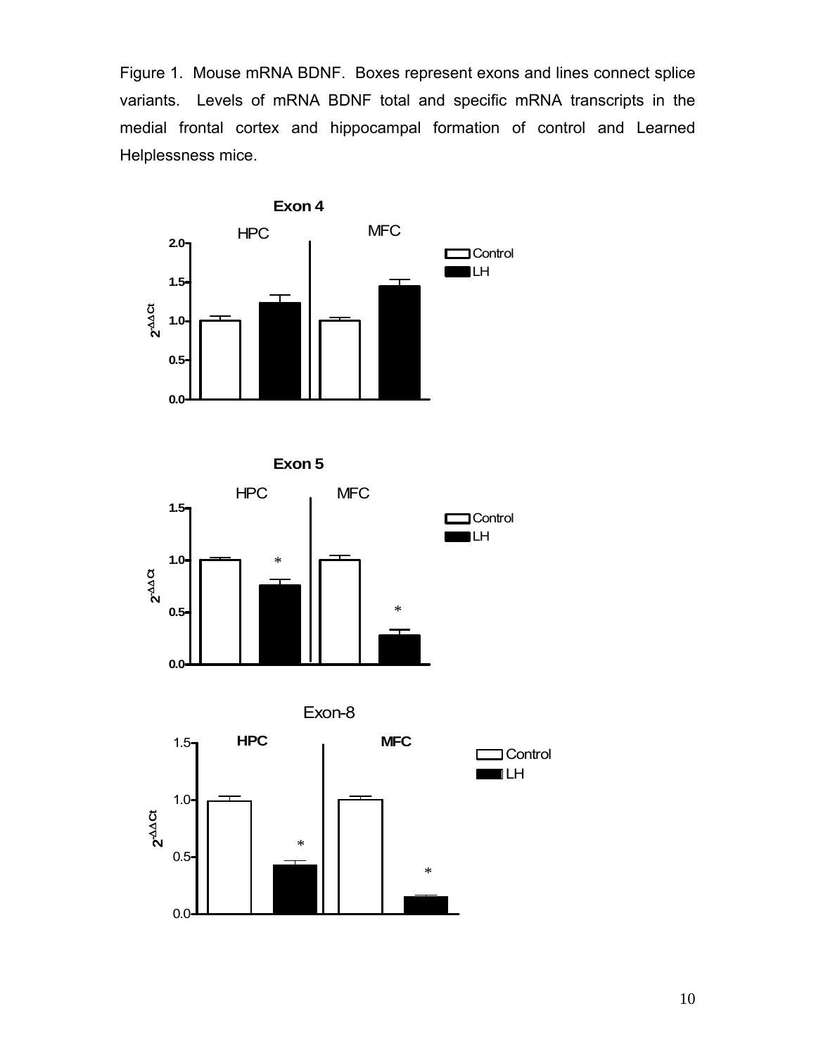Figure 1. Mouse mRNA BDNF. Boxes represent exons and lines connect splice variants. Levels of mRNA BDNF total and specific mRNA transcripts in the medial frontal cortex and hippocampal formation of control and Learned Helplessness mice.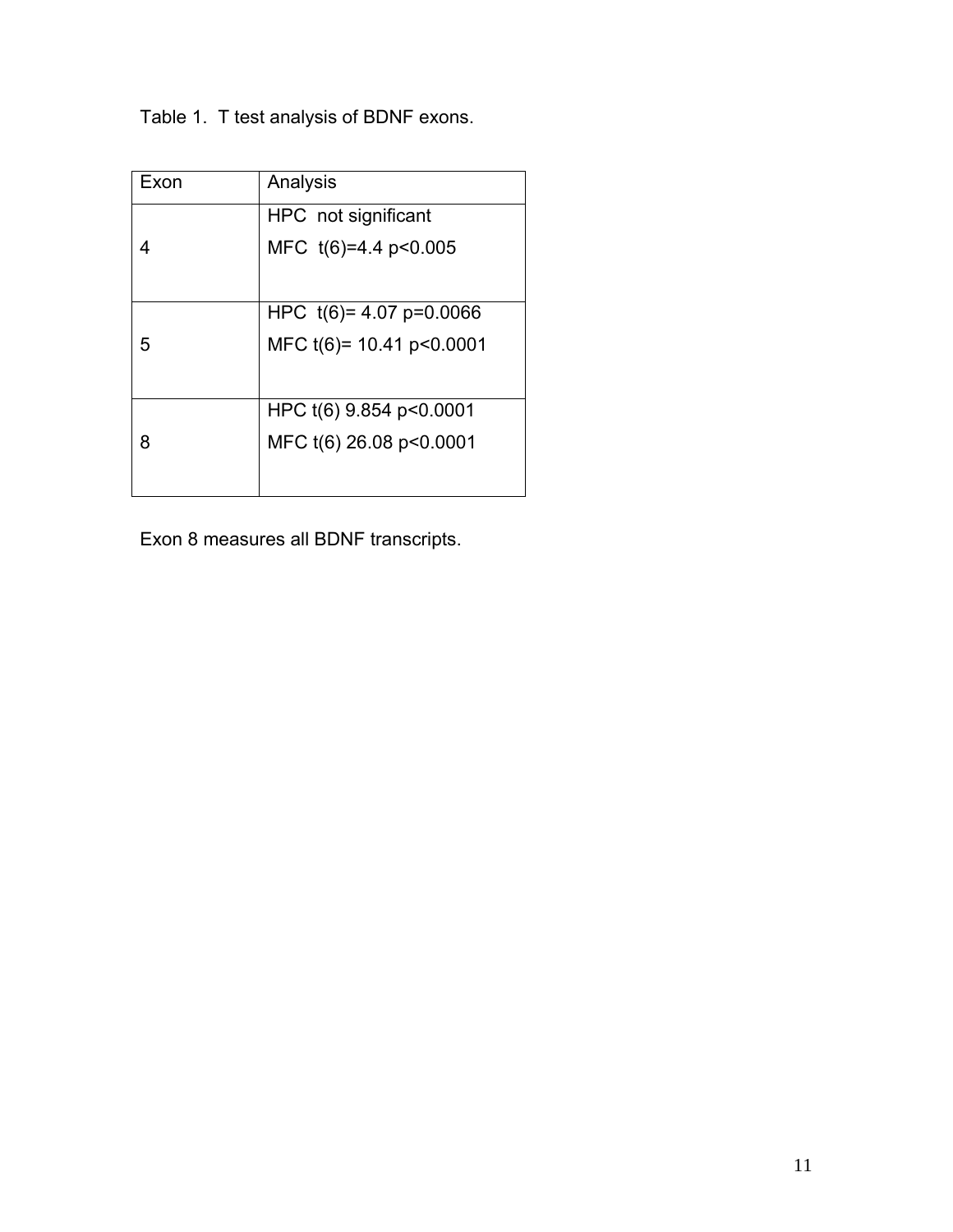Table 1. T test analysis of BDNF exons.

| Exon | Analysis |
|---|---|
| 4 | HPC not significant<br>MFC $t(6)=4.4$ $p<0.005$ |
| 5 | HPC $t(6)= 4.07$ $p=0.0066$<br>MFC $t(6)= 10.41$ $p<0.0001$ |
| 8 | HPC $t(6)$ 9.854 $p<0.0001$<br>MFC $t(6)$ 26.08 $p<0.0001$ |

Exon 8 measures all BDNF transcripts.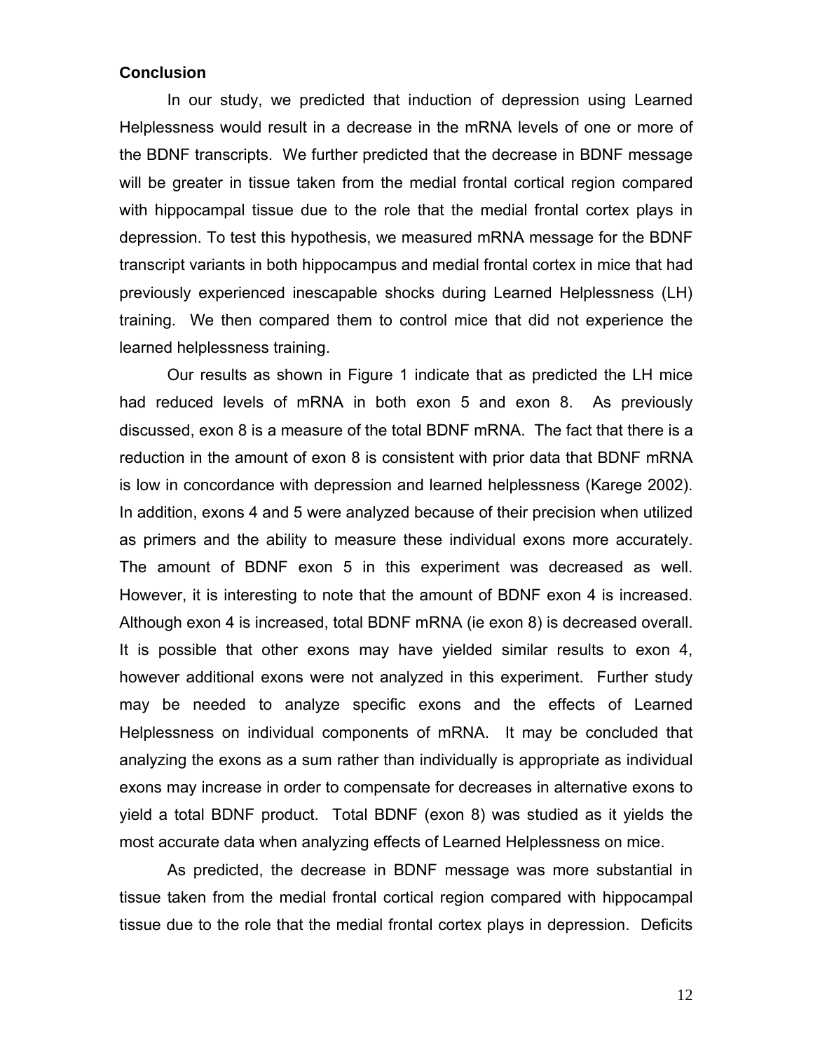## Conclusion

In our study, we predicted that induction of depression using Learned Helplessness would result in a decrease in the mRNA levels of one or more of the BDNF transcripts. We further predicted that the decrease in BDNF message will be greater in tissue taken from the medial frontal cortical region compared with hippocampal tissue due to the role that the medial frontal cortex plays in depression. To test this hypothesis, we measured mRNA message for the BDNF transcript variants in both hippocampus and medial frontal cortex in mice that had previously experienced inescapable shocks during Learned Helplessness (LH) training. We then compared them to control mice that did not experience the learned helplessness training.

Our results as shown in Figure 1 indicate that as predicted the LH mice had reduced levels of mRNA in both exon 5 and exon 8. As previously discussed, exon 8 is a measure of the total BDNF mRNA. The fact that there is a reduction in the amount of exon 8 is consistent with prior data that BDNF mRNA is low in concordance with depression and learned helplessness (Karege 2002). In addition, exons 4 and 5 were analyzed because of their precision when utilized as primers and the ability to measure these individual exons more accurately. The amount of BDNF exon 5 in this experiment was decreased as well. However, it is interesting to note that the amount of BDNF exon 4 is increased. Although exon 4 is increased, total BDNF mRNA (ie exon 8) is decreased overall. It is possible that other exons may have yielded similar results to exon 4, however additional exons were not analyzed in this experiment. Further study may be needed to analyze specific exons and the effects of Learned Helplessness on individual components of mRNA. It may be concluded that analyzing the exons as a sum rather than individually is appropriate as individual exons may increase in order to compensate for decreases in alternative exons to yield a total BDNF product. Total BDNF (exon 8) was studied as it yields the most accurate data when analyzing effects of Learned Helplessness on mice.

As predicted, the decrease in BDNF message was more substantial in tissue taken from the medial frontal cortical region compared with hippocampal tissue due to the role that the medial frontal cortex plays in depression. Deficits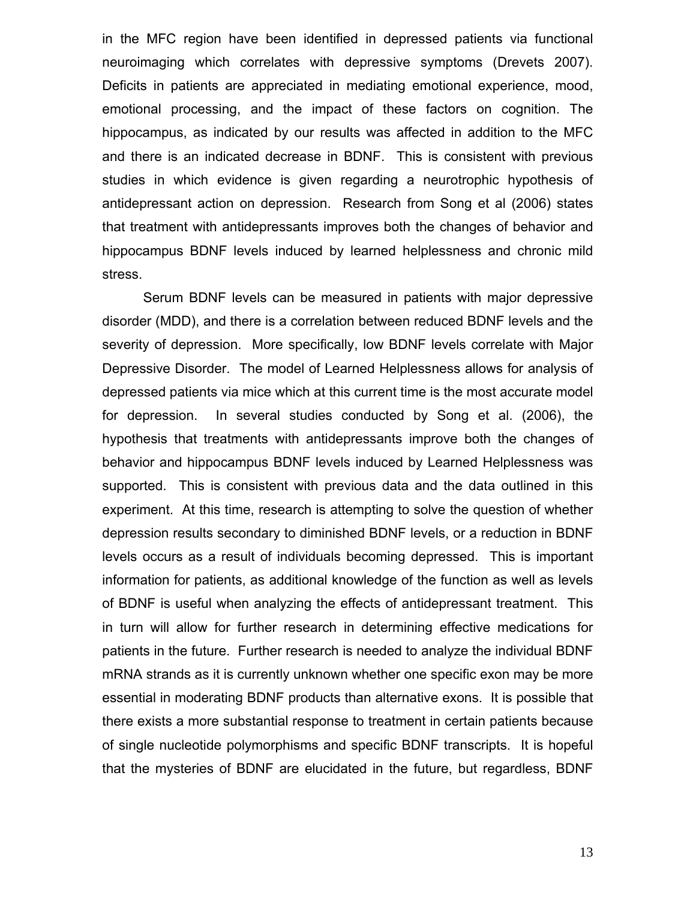in the MFC region have been identified in depressed patients via functional neuroimaging which correlates with depressive symptoms (Drevets 2007). Deficits in patients are appreciated in mediating emotional experience, mood, emotional processing, and the impact of these factors on cognition. The hippocampus, as indicated by our results was affected in addition to the MFC and there is an indicated decrease in BDNF. This is consistent with previous studies in which evidence is given regarding a neurotrophic hypothesis of antidepressant action on depression. Research from Song et al (2006) states that treatment with antidepressants improves both the changes of behavior and hippocampus BDNF levels induced by learned helplessness and chronic mild stress.

Serum BDNF levels can be measured in patients with major depressive disorder (MDD), and there is a correlation between reduced BDNF levels and the severity of depression. More specifically, low BDNF levels correlate with Major Depressive Disorder. The model of Learned Helplessness allows for analysis of depressed patients via mice which at this current time is the most accurate model for depression. In several studies conducted by Song et al. (2006), the hypothesis that treatments with antidepressants improve both the changes of behavior and hippocampus BDNF levels induced by Learned Helplessness was supported. This is consistent with previous data and the data outlined in this experiment. At this time, research is attempting to solve the question of whether depression results secondary to diminished BDNF levels, or a reduction in BDNF levels occurs as a result of individuals becoming depressed. This is important information for patients, as additional knowledge of the function as well as levels of BDNF is useful when analyzing the effects of antidepressant treatment. This in turn will allow for further research in determining effective medications for patients in the future. Further research is needed to analyze the individual BDNF mRNA strands as it is currently unknown whether one specific exon may be more essential in moderating BDNF products than alternative exons. It is possible that there exists a more substantial response to treatment in certain patients because of single nucleotide polymorphisms and specific BDNF transcripts. It is hopeful that the mysteries of BDNF are elucidated in the future, but regardless, BDNF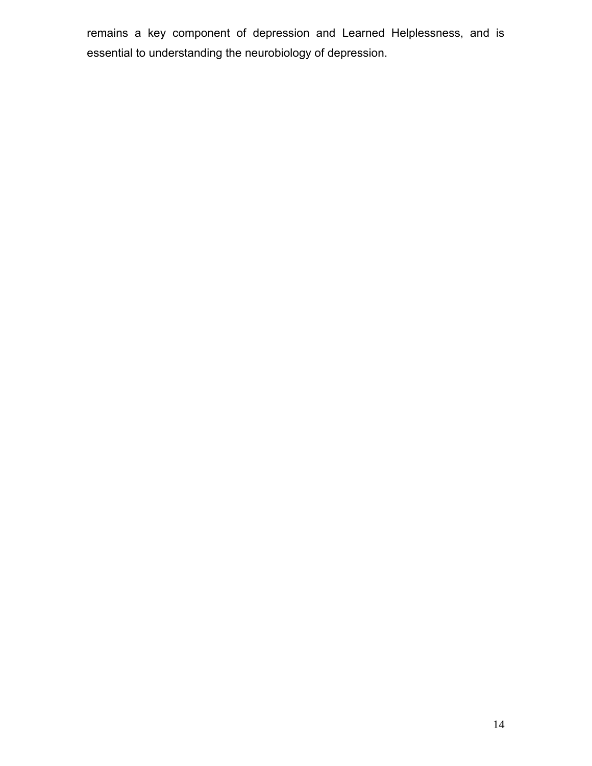remains a key component of depression and Learned Helplessness, and is essential to understanding the neurobiology of depression.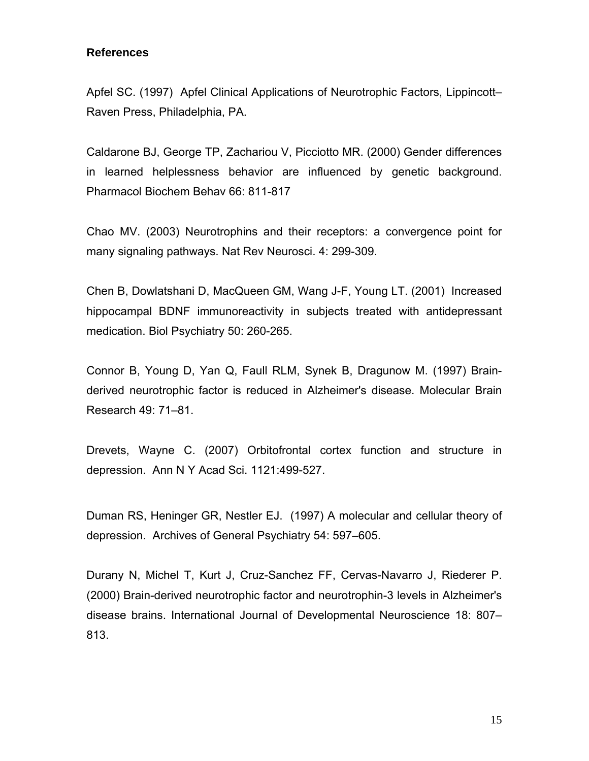## References

Apfel SC. (1997) Apfel Clinical Applications of Neurotrophic Factors, Lippincott–Raven Press, Philadelphia, PA.

Caldarone BJ, George TP, Zachariou V, Picciotto MR. (2000) Gender differences in learned helplessness behavior are influenced by genetic background. Pharmacol Biochem Behav 66: 811-817

Chao MV. (2003) Neurotrophins and their receptors: a convergence point for many signaling pathways. Nat Rev Neurosci. 4: 299-309.

Chen B, Dowlatshani D, MacQueen GM, Wang J-F, Young LT. (2001) Increased hippocampal BDNF immunoreactivity in subjects treated with antidepressant medication. Biol Psychiatry 50: 260-265.

Connor B, Young D, Yan Q, Faull RLM, Synek B, Dragunow M. (1997) Brain-derived neurotrophic factor is reduced in Alzheimer's disease. Molecular Brain Research 49: 71–81.

Drevets, Wayne C. (2007) Orbitofrontal cortex function and structure in depression. Ann N Y Acad Sci. 1121:499-527.

Duman RS, Heninger GR, Nestler EJ. (1997) A molecular and cellular theory of depression. Archives of General Psychiatry 54: 597–605.

Durany N, Michel T, Kurt J, Cruz-Sanchez FF, Cervas-Navarro J, Riederer P. (2000) Brain-derived neurotrophic factor and neurotrophin-3 levels in Alzheimer's disease brains. International Journal of Developmental Neuroscience 18: 807–813.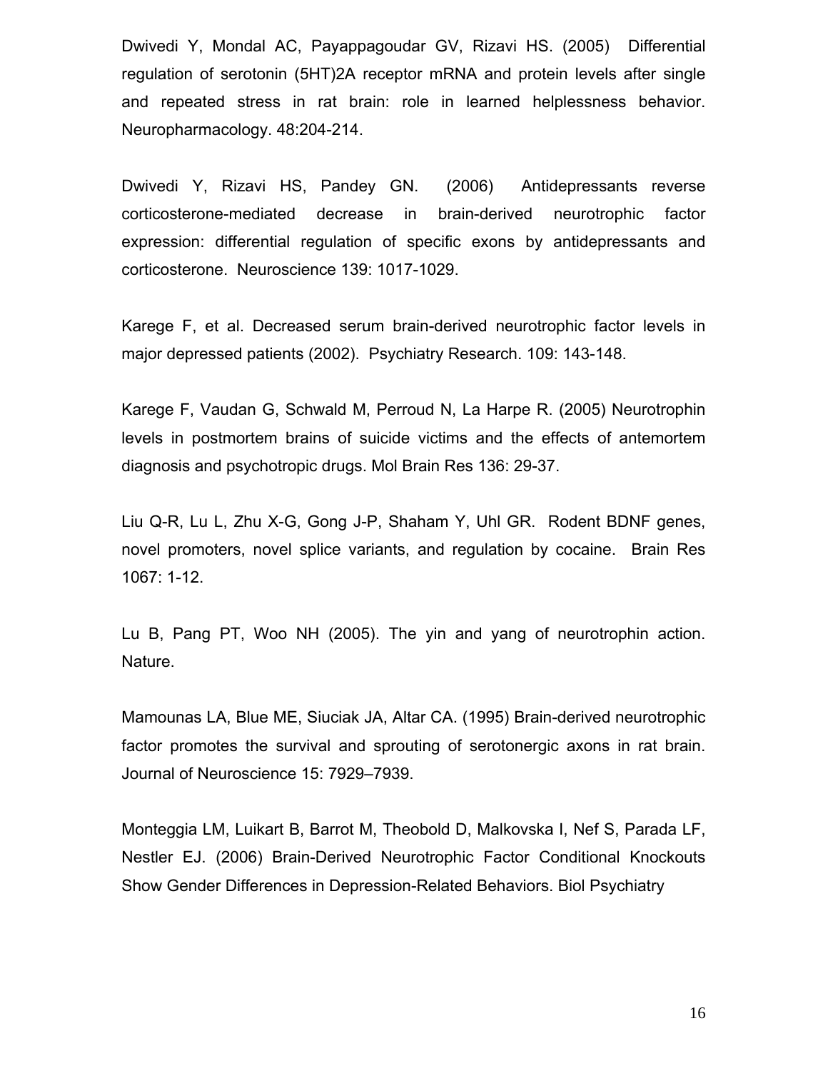Dwivedi Y, Mondal AC, Payappagoudar GV, Rizavi HS. (2005) Differential regulation of serotonin (5HT)2A receptor mRNA and protein levels after single and repeated stress in rat brain: role in learned helplessness behavior. Neuropharmacology. 48:204-214.

Dwivedi Y, Rizavi HS, Pandey GN. (2006) Antidepressants reverse corticosterone-mediated decrease in brain-derived neurotrophic factor expression: differential regulation of specific exons by antidepressants and corticosterone. Neuroscience 139: 1017-1029.

Karege F, et al. Decreased serum brain-derived neurotrophic factor levels in major depressed patients (2002). Psychiatry Research. 109: 143-148.

Karege F, Vaudan G, Schwald M, Perroud N, La Harpe R. (2005) Neurotrophin levels in postmortem brains of suicide victims and the effects of antemortem diagnosis and psychotropic drugs. Mol Brain Res 136: 29-37.

Liu Q-R, Lu L, Zhu X-G, Gong J-P, Shaham Y, Uhl GR. Rodent BDNF genes, novel promoters, novel splice variants, and regulation by cocaine. Brain Res 1067: 1-12.

Lu B, Pang PT, Woo NH (2005). The yin and yang of neurotrophin action. Nature.

Mamounas LA, Blue ME, Siuciak JA, Altar CA. (1995) Brain-derived neurotrophic factor promotes the survival and sprouting of serotonergic axons in rat brain. Journal of Neuroscience 15: 7929–7939.

Monteggia LM, Luikart B, Barrot M, Theobold D, Malkovska I, Nef S, Parada LF, Nestler EJ. (2006) Brain-Derived Neurotrophic Factor Conditional Knockouts Show Gender Differences in Depression-Related Behaviors. Biol Psychiatry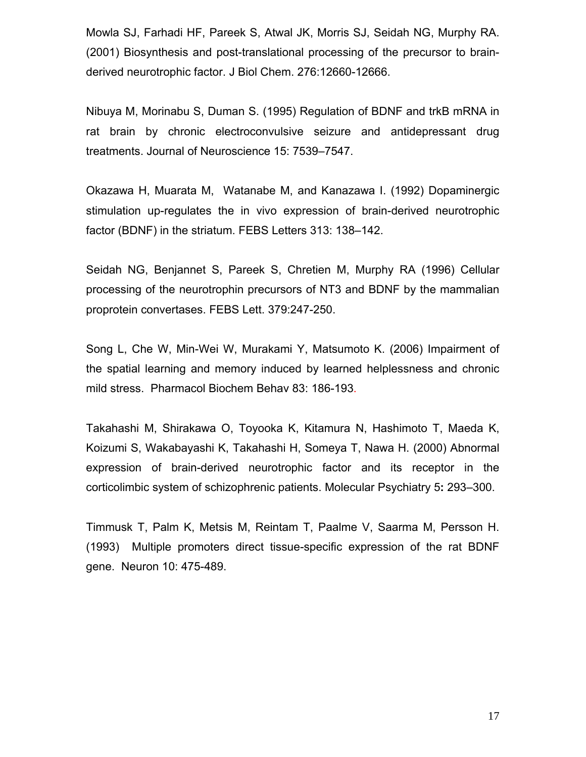Mowla SJ, Farhadi HF, Pareek S, Atwal JK, Morris SJ, Seidah NG, Murphy RA. (2001) Biosynthesis and post-translational processing of the precursor to brain-derived neurotrophic factor. J Biol Chem. 276:12660-12666.

Nibuya M, Morinabu S, Duman S. (1995) Regulation of BDNF and trkB mRNA in rat brain by chronic electroconvulsive seizure and antidepressant drug treatments. Journal of Neuroscience 15: 7539–7547.

Okazawa H, Muarata M, Watanabe M, and Kanazawa I. (1992) Dopaminergic stimulation up-regulates the in vivo expression of brain-derived neurotrophic factor (BDNF) in the striatum. FEBS Letters 313: 138–142.

Seidah NG, Benjannet S, Pareek S, Chretien M, Murphy RA (1996) Cellular processing of the neurotrophin precursors of NT3 and BDNF by the mammalian proprotein convertases. FEBS Lett. 379:247-250.

Song L, Che W, Min-Wei W, Murakami Y, Matsumoto K. (2006) Impairment of the spatial learning and memory induced by learned helplessness and chronic mild stress. Pharmacol Biochem Behav 83: 186-193.

Takahashi M, Shirakawa O, Toyooka K, Kitamura N, Hashimoto T, Maeda K, Koizumi S, Wakabayashi K, Takahashi H, Someya T, Nawa H. (2000) Abnormal expression of brain-derived neurotrophic factor and its receptor in the corticolimbic system of schizophrenic patients. Molecular Psychiatry 5**:** 293–300.

Timmusk T, Palm K, Metsis M, Reintam T, Paalme V, Saarma M, Persson H. (1993) Multiple promoters direct tissue-specific expression of the rat BDNF gene. Neuron 10: 475-489.